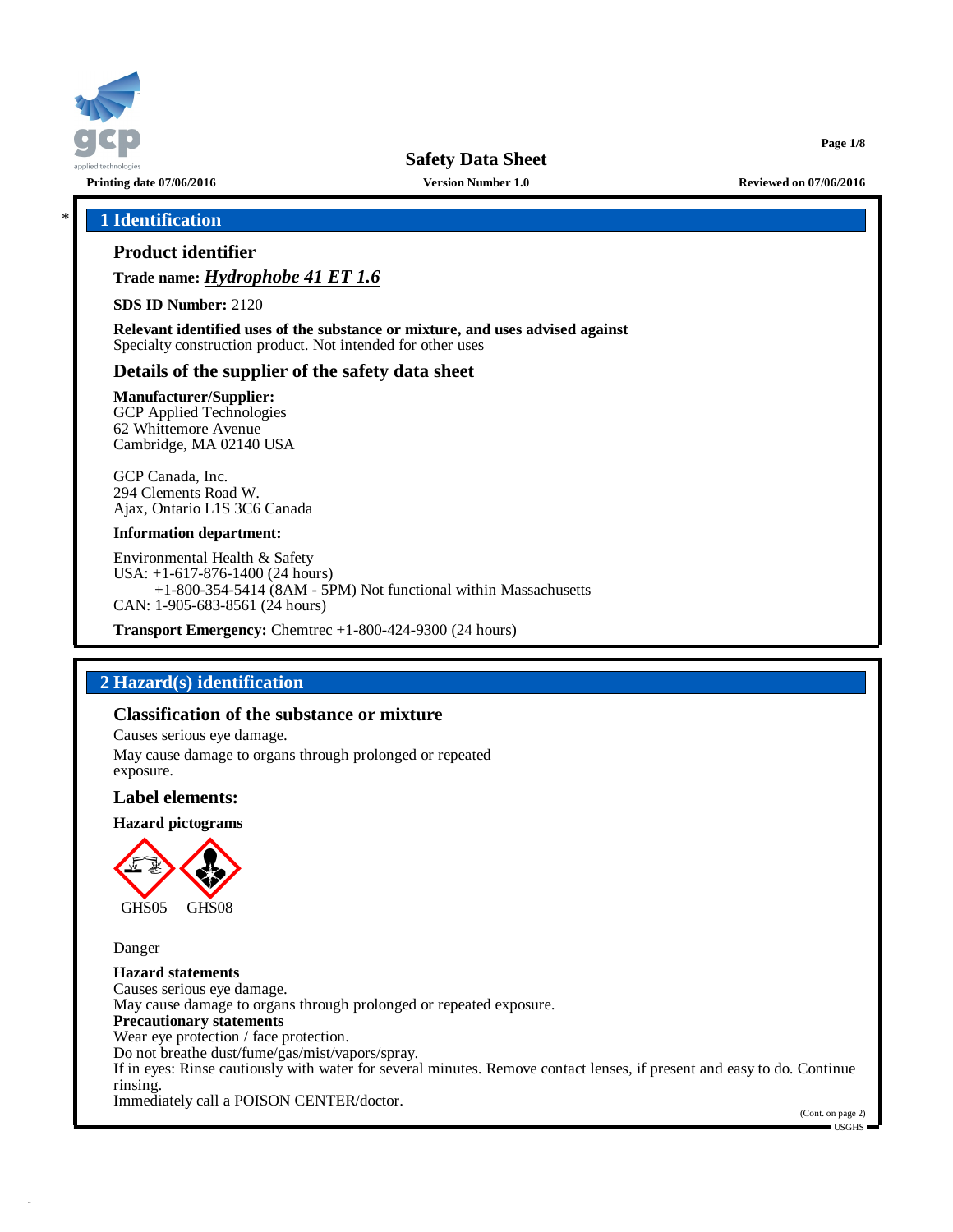# Safety Data Sheet

Printing date 07/06/2016 | Version Number 1.0 | Reviewed on 07/06/2016

## * 1 Identification

### Product identifier

**Trade name:** ***Hydrophobe 41 ET 1.6***

**SDS ID Number:** 2120

**Relevant identified uses of the substance or mixture, and uses advised against**
Specialty construction product. Not intended for other uses

### Details of the supplier of the safety data sheet

**Manufacturer/Supplier:**
GCP Applied Technologies
62 Whittemore Avenue
Cambridge, MA 02140 USA

GCP Canada, Inc.
294 Clements Road W.
Ajax, Ontario L1S 3C6 Canada

**Information department:**

Environmental Health & Safety
USA: +1-617-876-1400 (24 hours)
+1-800-354-5414 (8AM - 5PM) Not functional within Massachusetts
CAN: 1-905-683-8561 (24 hours)

**Transport Emergency:** Chemtrec +1-800-424-9300 (24 hours)

## 2 Hazard(s) identification

### Classification of the substance or mixture

Causes serious eye damage.

May cause damage to organs through prolonged or repeated exposure.

### Label elements:

**Hazard pictograms**

GHS05 GHS08

Danger

**Hazard statements**
Causes serious eye damage.
May cause damage to organs through prolonged or repeated exposure.

**Precautionary statements**
Wear eye protection / face protection.
Do not breathe dust/fume/gas/mist/vapors/spray.
If in eyes: Rinse cautiously with water for several minutes. Remove contact lenses, if present and easy to do. Continue rinsing.
Immediately call a POISON CENTER/doctor.

(Cont. on page 2)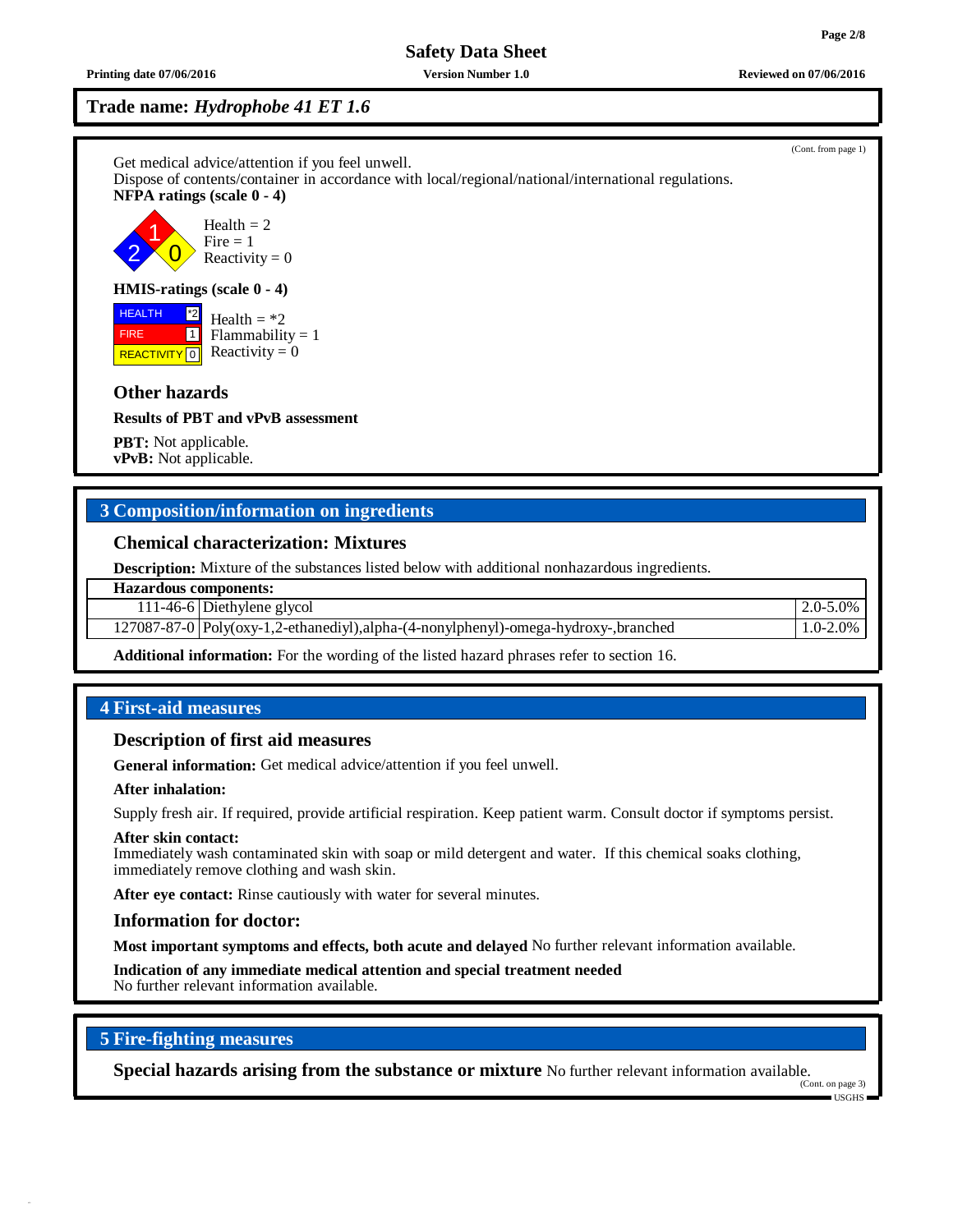(Cont. from page 1)

Get medical advice/attention if you feel unwell.
Dispose of contents/container in accordance with local/regional/national/international regulations.

**NFPA ratings (scale 0 - 4)**

Health = 2
Fire = 1
Reactivity = 0

**HMIS-ratings (scale 0 - 4)**

| | |
|---|---|
| HEALTH | *2 |
| FIRE | 1 |
| REACTIVITY | 0 |

Health = *2
Flammability = 1
Reactivity = 0

### Other hazards

**Results of PBT and vPvB assessment**

**PBT:** Not applicable.
**vPvB:** Not applicable.

## 3 Composition/information on ingredients

### Chemical characterization: Mixtures

**Description:** Mixture of the substances listed below with additional nonhazardous ingredients.

| **Hazardous components:** | | |
|---|---|---|
| 111-46-6 | Diethylene glycol | 2.0-5.0% |
| 127087-87-0 | Poly(oxy-1,2-ethanediyl),alpha-(4-nonylphenyl)-omega-hydroxy-,branched | 1.0-2.0% |

**Additional information:** For the wording of the listed hazard phrases refer to section 16.

## 4 First-aid measures

### Description of first aid measures

**General information:** Get medical advice/attention if you feel unwell.

**After inhalation:**

Supply fresh air. If required, provide artificial respiration. Keep patient warm. Consult doctor if symptoms persist.

**After skin contact:**
Immediately wash contaminated skin with soap or mild detergent and water. If this chemical soaks clothing, immediately remove clothing and wash skin.

**After eye contact:** Rinse cautiously with water for several minutes.

### Information for doctor:

**Most important symptoms and effects, both acute and delayed** No further relevant information available.

**Indication of any immediate medical attention and special treatment needed**
No further relevant information available.

## 5 Fire-fighting measures

**Special hazards arising from the substance or mixture** No further relevant information available.

(Cont. on page 3)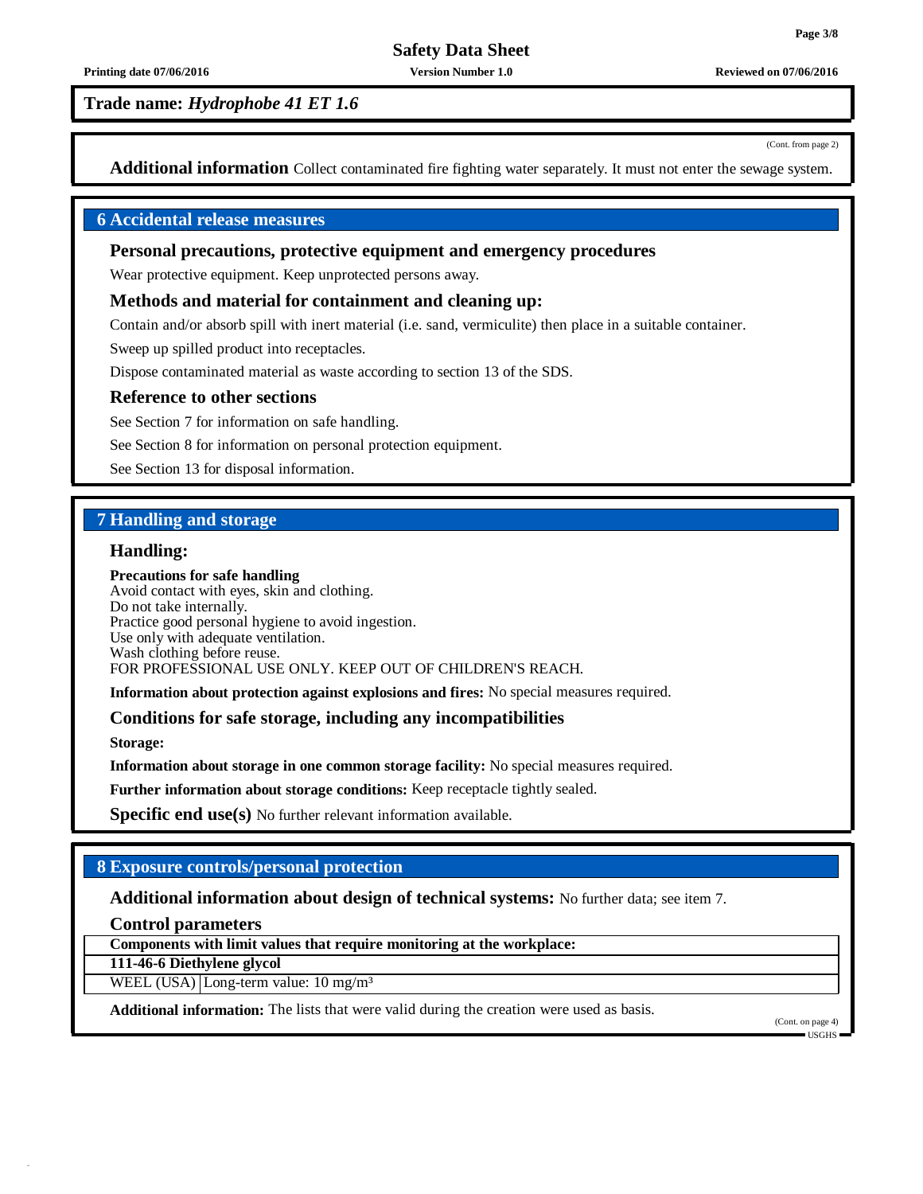**Trade name:** ***Hydrophobe 41 ET 1.6***

(Cont. from page 2)

**Additional information** Collect contaminated fire fighting water separately. It must not enter the sewage system.

## 6 Accidental release measures

### Personal precautions, protective equipment and emergency procedures

Wear protective equipment. Keep unprotected persons away.

### Methods and material for containment and cleaning up:

Contain and/or absorb spill with inert material (i.e. sand, vermiculite) then place in a suitable container.

Sweep up spilled product into receptacles.

Dispose contaminated material as waste according to section 13 of the SDS.

### Reference to other sections

See Section 7 for information on safe handling.

See Section 8 for information on personal protection equipment.

See Section 13 for disposal information.

## 7 Handling and storage

### Handling:

**Precautions for safe handling**
Avoid contact with eyes, skin and clothing.
Do not take internally.
Practice good personal hygiene to avoid ingestion.
Use only with adequate ventilation.
Wash clothing before reuse.
FOR PROFESSIONAL USE ONLY. KEEP OUT OF CHILDREN'S REACH.

**Information about protection against explosions and fires:** No special measures required.

### Conditions for safe storage, including any incompatibilities

**Storage:**

**Information about storage in one common storage facility:** No special measures required.

**Further information about storage conditions:** Keep receptacle tightly sealed.

**Specific end use(s)** No further relevant information available.

## 8 Exposure controls/personal protection

**Additional information about design of technical systems:** No further data; see item 7.

### Control parameters

| Components with limit values that require monitoring at the workplace: | |
|---|---|
| **111-46-6 Diethylene glycol** | |
| WEEL (USA) | Long-term value: 10 mg/m³ |

**Additional information:** The lists that were valid during the creation were used as basis.

(Cont. on page 4)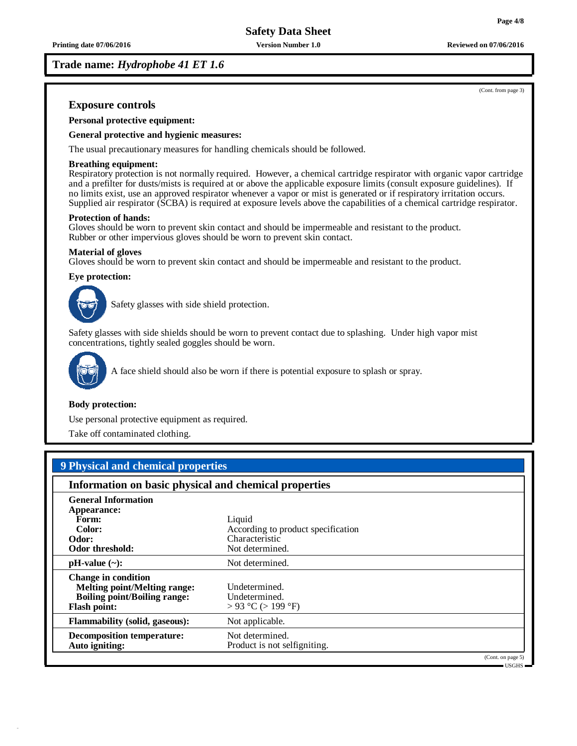**Trade name:** ***Hydrophobe 41 ET 1.6***

(Cont. from page 3)

## Exposure controls

**Personal protective equipment:**

**General protective and hygienic measures:**

The usual precautionary measures for handling chemicals should be followed.

**Breathing equipment:**
Respiratory protection is not normally required. However, a chemical cartridge respirator with organic vapor cartridge and a prefilter for dusts/mists is required at or above the applicable exposure limits (consult exposure guidelines). If no limits exist, use an approved respirator whenever a vapor or mist is generated or if respiratory irritation occurs. Supplied air respirator (SCBA) is required at exposure levels above the capabilities of a chemical cartridge respirator.

**Protection of hands:**
Gloves should be worn to prevent skin contact and should be impermeable and resistant to the product.
Rubber or other impervious gloves should be worn to prevent skin contact.

**Material of gloves**
Gloves should be worn to prevent skin contact and should be impermeable and resistant to the product.

**Eye protection:**

Safety glasses with side shield protection.

Safety glasses with side shields should be worn to prevent contact due to splashing. Under high vapor mist concentrations, tightly sealed goggles should be worn.

A face shield should also be worn if there is potential exposure to splash or spray.

**Body protection:**

Use personal protective equipment as required.

Take off contaminated clothing.

## 9 Physical and chemical properties

### Information on basic physical and chemical properties

| | |
|---|---|
| **General Information** | |
| **Appearance:** | |
| **Form:** | Liquid |
| **Color:** | According to product specification |
| **Odor:** | Characteristic |
| **Odor threshold:** | Not determined. |
| **pH-value (~):** | Not determined. |
| **Change in condition** | |
| **Melting point/Melting range:** | Undetermined. |
| **Boiling point/Boiling range:** | Undetermined. |
| **Flash point:** | > 93 °C (> 199 °F) |
| **Flammability (solid, gaseous):** | Not applicable. |
| **Decomposition temperature:** | Not determined. |
| **Auto igniting:** | Product is not selfigniting. |

(Cont. on page 5)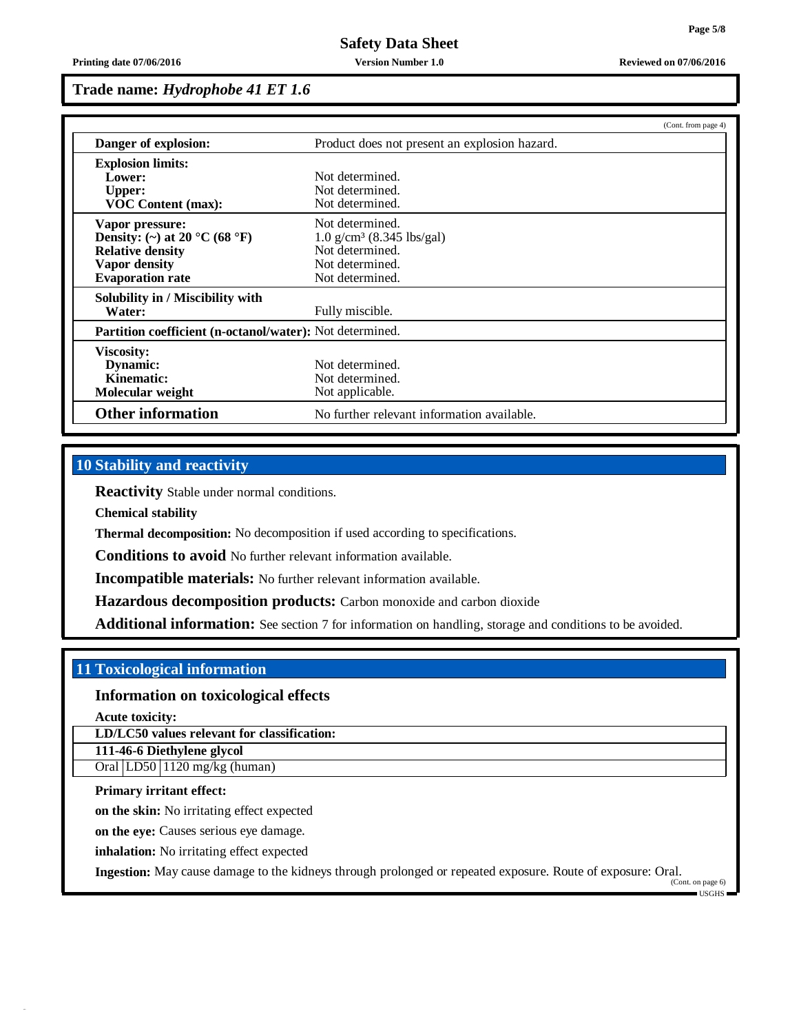**Trade name:** ***Hydrophobe 41 ET 1.6***

(Cont. from page 4)

| | |
|---|---|
| **Danger of explosion:** | Product does not present an explosion hazard. |
| **Explosion limits:** | |
| **Lower:** | Not determined. |
| **Upper:** | Not determined. |
| **VOC Content (max):** | Not determined. |
| **Vapor pressure:** | Not determined. |
| **Density: (~) at 20 °C (68 °F)** | 1.0 g/cm³ (8.345 lbs/gal) |
| **Relative density** | Not determined. |
| **Vapor density** | Not determined. |
| **Evaporation rate** | Not determined. |
| **Solubility in / Miscibility with** | |
| **Water:** | Fully miscible. |
| **Partition coefficient (n-octanol/water):** | Not determined. |
| **Viscosity:** | |
| **Dynamic:** | Not determined. |
| **Kinematic:** | Not determined. |
| **Molecular weight** | Not applicable. |
| **Other information** | No further relevant information available. |

## 10 Stability and reactivity

**Reactivity** Stable under normal conditions.

**Chemical stability**

**Thermal decomposition:** No decomposition if used according to specifications.

**Conditions to avoid** No further relevant information available.

**Incompatible materials:** No further relevant information available.

**Hazardous decomposition products:** Carbon monoxide and carbon dioxide

**Additional information:** See section 7 for information on handling, storage and conditions to be avoided.

## 11 Toxicological information

### Information on toxicological effects

**Acute toxicity:**

| **LD/LC50 values relevant for classification:** | | |
|---|---|---|
| **111-46-6 Diethylene glycol** | | |
| Oral | LD50 | 1120 mg/kg (human) |

**Primary irritant effect:**

**on the skin:** No irritating effect expected

**on the eye:** Causes serious eye damage.

**inhalation:** No irritating effect expected

**Ingestion:** May cause damage to the kidneys through prolonged or repeated exposure. Route of exposure: Oral.

(Cont. on page 6)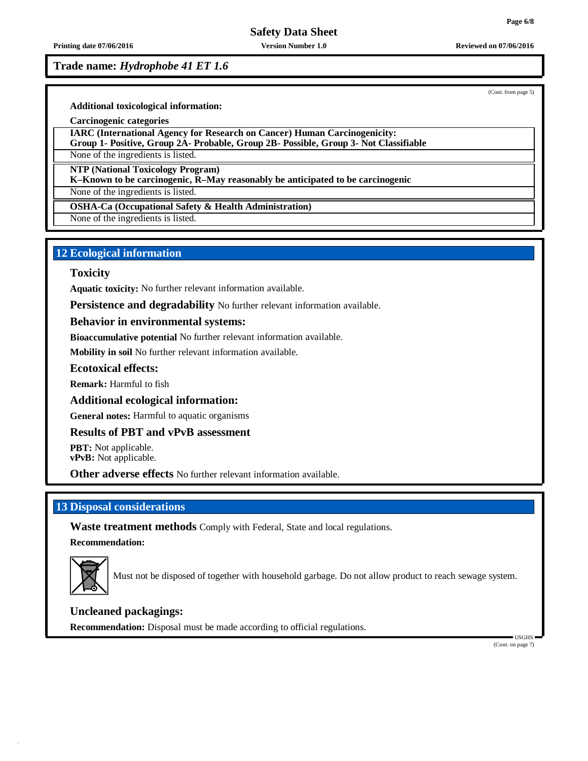(Cont. from page 5)

**Additional toxicological information:**

**Carcinogenic categories**

| **IARC (International Agency for Research on Cancer) Human Carcinogenicity: Group 1- Positive, Group 2A- Probable, Group 2B- Possible, Group 3- Not Classifiable** |
|---|
| None of the ingredients is listed. |

| **NTP (National Toxicology Program) K–Known to be carcinogenic, R–May reasonably be anticipated to be carcinogenic** |
|---|
| None of the ingredients is listed. |

| **OSHA-Ca (Occupational Safety & Health Administration)** |
|---|
| None of the ingredients is listed. |

## 12 Ecological information

### Toxicity

**Aquatic toxicity:** No further relevant information available.

**Persistence and degradability** No further relevant information available.

**Behavior in environmental systems:**

**Bioaccumulative potential** No further relevant information available.

**Mobility in soil** No further relevant information available.

**Ecotoxical effects:**

**Remark:** Harmful to fish

**Additional ecological information:**

**General notes:** Harmful to aquatic organisms

**Results of PBT and vPvB assessment**

**PBT:** Not applicable.
**vPvB:** Not applicable.

**Other adverse effects** No further relevant information available.

## 13 Disposal considerations

**Waste treatment methods** Comply with Federal, State and local regulations.

**Recommendation:**

Must not be disposed of together with household garbage. Do not allow product to reach sewage system.

**Uncleaned packagings:**

**Recommendation:** Disposal must be made according to official regulations.

USGHS

(Cont. on page 7)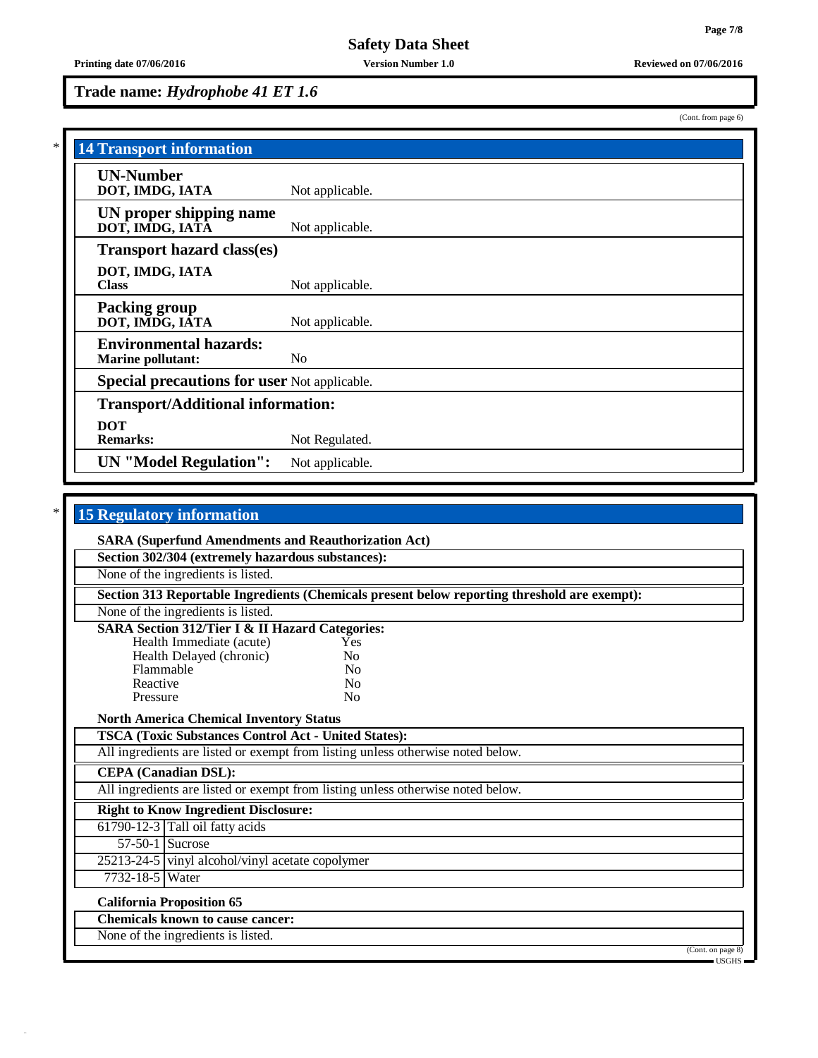**Trade name:** ***Hydrophobe 41 ET 1.6***

(Cont. from page 6)

## 14 Transport information

| | |
|---|---|
| **UN-Number** **DOT, IMDG, IATA** | Not applicable. |
| **UN proper shipping name** **DOT, IMDG, IATA** | Not applicable. |
| **Transport hazard class(es)** | |
| **DOT, IMDG, IATA** **Class** | Not applicable. |
| **Packing group** **DOT, IMDG, IATA** | Not applicable. |
| **Environmental hazards:** **Marine pollutant:** | No |
| **Special precautions for user** | Not applicable. |
| **Transport/Additional information:** | |
| **DOT** **Remarks:** | Not Regulated. |
| **UN "Model Regulation":** | Not applicable. |

## 15 Regulatory information

**SARA (Superfund Amendments and Reauthorization Act)**

**Section 302/304 (extremely hazardous substances):**

None of the ingredients is listed.

**Section 313 Reportable Ingredients (Chemicals present below reporting threshold are exempt):**

None of the ingredients is listed.

**SARA Section 312/Tier I & II Hazard Categories:**

| | |
|---|---|
| Health Immediate (acute) | Yes |
| Health Delayed (chronic) | No |
| Flammable | No |
| Reactive | No |
| Pressure | No |

**North America Chemical Inventory Status**

**TSCA (Toxic Substances Control Act - United States):**

All ingredients are listed or exempt from listing unless otherwise noted below.

**CEPA (Canadian DSL):**

All ingredients are listed or exempt from listing unless otherwise noted below.

**Right to Know Ingredient Disclosure:**

| | |
|---|---|
| 61790-12-3 | Tall oil fatty acids |
| 57-50-1 | Sucrose |
| 25213-24-5 | vinyl alcohol/vinyl acetate copolymer |
| 7732-18-5 | Water |

**California Proposition 65**

**Chemicals known to cause cancer:**

None of the ingredients is listed.

(Cont. on page 8)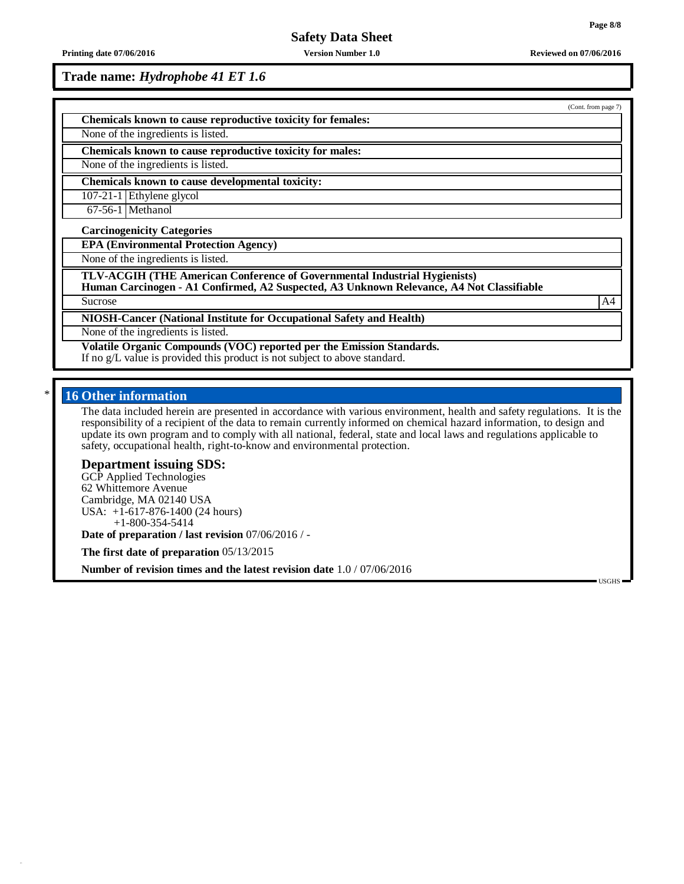**Trade name:** ***Hydrophobe 41 ET 1.6***

(Cont. from page 7)

**Chemicals known to cause reproductive toxicity for females:**

None of the ingredients is listed.

**Chemicals known to cause reproductive toxicity for males:**

None of the ingredients is listed.

**Chemicals known to cause developmental toxicity:**

| | |
|---|---|
| 107-21-1 | Ethylene glycol |
| 67-56-1 | Methanol |

**Carcinogenicity Categories**

**EPA (Environmental Protection Agency)**

None of the ingredients is listed.

**TLV-ACGIH (THE American Conference of Governmental Industrial Hygienists)**
**Human Carcinogen - A1 Confirmed, A2 Suspected, A3 Unknown Relevance, A4 Not Classifiable**

| | |
|---|---|
| Sucrose | A4 |

**NIOSH-Cancer (National Institute for Occupational Safety and Health)**

None of the ingredients is listed.

**Volatile Organic Compounds (VOC) reported per the Emission Standards.**
If no g/L value is provided this product is not subject to above standard.

## * 16 Other information

The data included herein are presented in accordance with various environment, health and safety regulations. It is the responsibility of a recipient of the data to remain currently informed on chemical hazard information, to design and update its own program and to comply with all national, federal, state and local laws and regulations applicable to safety, occupational health, right-to-know and environmental protection.

### Department issuing SDS:

GCP Applied Technologies
62 Whittemore Avenue
Cambridge, MA 02140 USA
USA: +1-617-876-1400 (24 hours)
+1-800-354-5414

**Date of preparation / last revision** 07/06/2016 / -

**The first date of preparation** 05/13/2015

**Number of revision times and the latest revision date** 1.0 / 07/06/2016